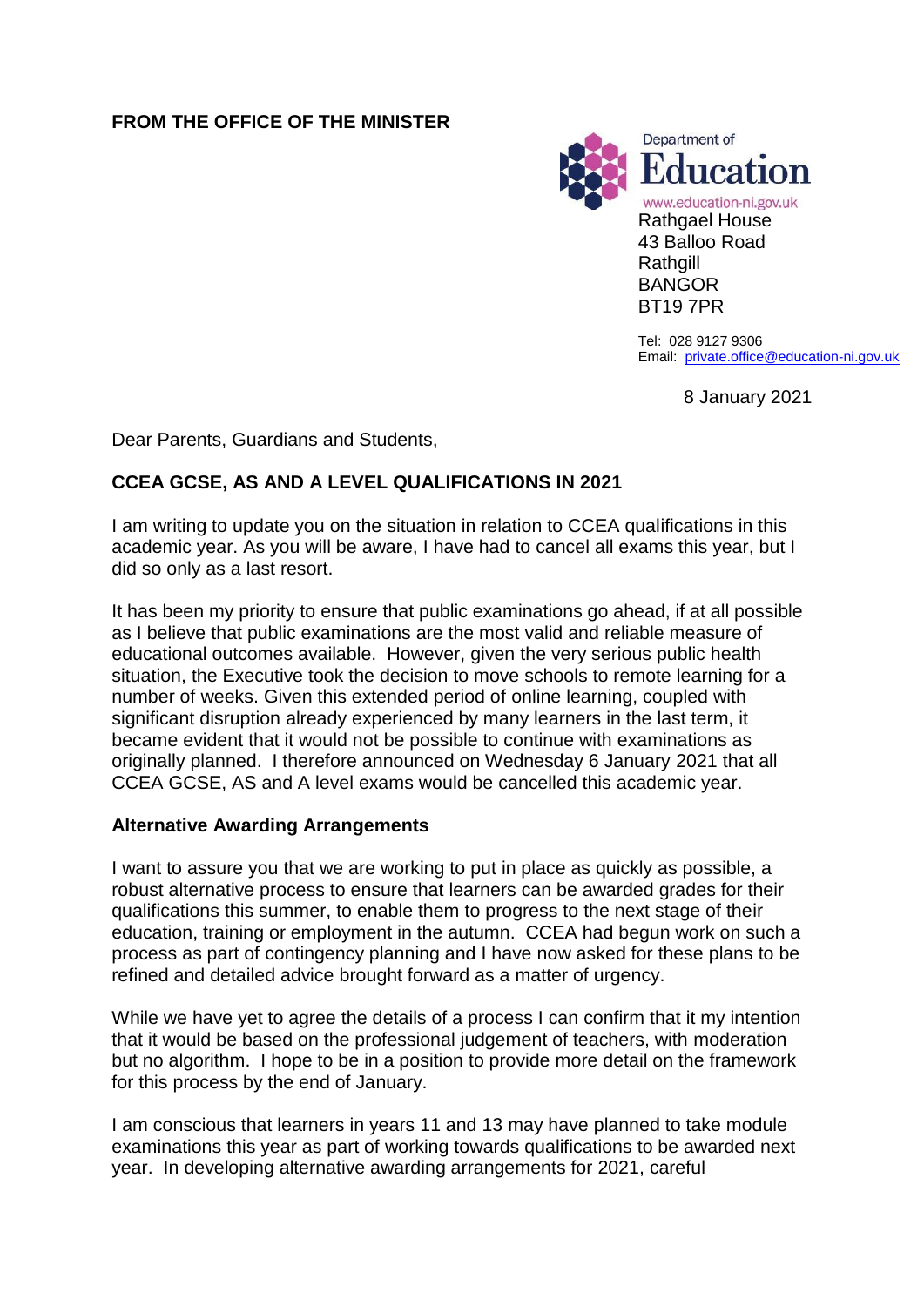**FROM THE OFFICE OF THE MINISTER**

Department of Education
www.education-ni.gov.uk

Rathgael House
43 Balloo Road
Rathgill
BANGOR
BT19 7PR

Tel: 028 9127 9306
Email: private.office@education-ni.gov.uk

8 January 2021

Dear Parents, Guardians and Students,

**CCEA GCSE, AS AND A LEVEL QUALIFICATIONS IN 2021**

I am writing to update you on the situation in relation to CCEA qualifications in this academic year. As you will be aware, I have had to cancel all exams this year, but I did so only as a last resort.

It has been my priority to ensure that public examinations go ahead, if at all possible as I believe that public examinations are the most valid and reliable measure of educational outcomes available. However, given the very serious public health situation, the Executive took the decision to move schools to remote learning for a number of weeks. Given this extended period of online learning, coupled with significant disruption already experienced by many learners in the last term, it became evident that it would not be possible to continue with examinations as originally planned. I therefore announced on Wednesday 6 January 2021 that all CCEA GCSE, AS and A level exams would be cancelled this academic year.

**Alternative Awarding Arrangements**

I want to assure you that we are working to put in place as quickly as possible, a robust alternative process to ensure that learners can be awarded grades for their qualifications this summer, to enable them to progress to the next stage of their education, training or employment in the autumn. CCEA had begun work on such a process as part of contingency planning and I have now asked for these plans to be refined and detailed advice brought forward as a matter of urgency.

While we have yet to agree the details of a process I can confirm that it my intention that it would be based on the professional judgement of teachers, with moderation but no algorithm. I hope to be in a position to provide more detail on the framework for this process by the end of January.

I am conscious that learners in years 11 and 13 may have planned to take module examinations this year as part of working towards qualifications to be awarded next year. In developing alternative awarding arrangements for 2021, careful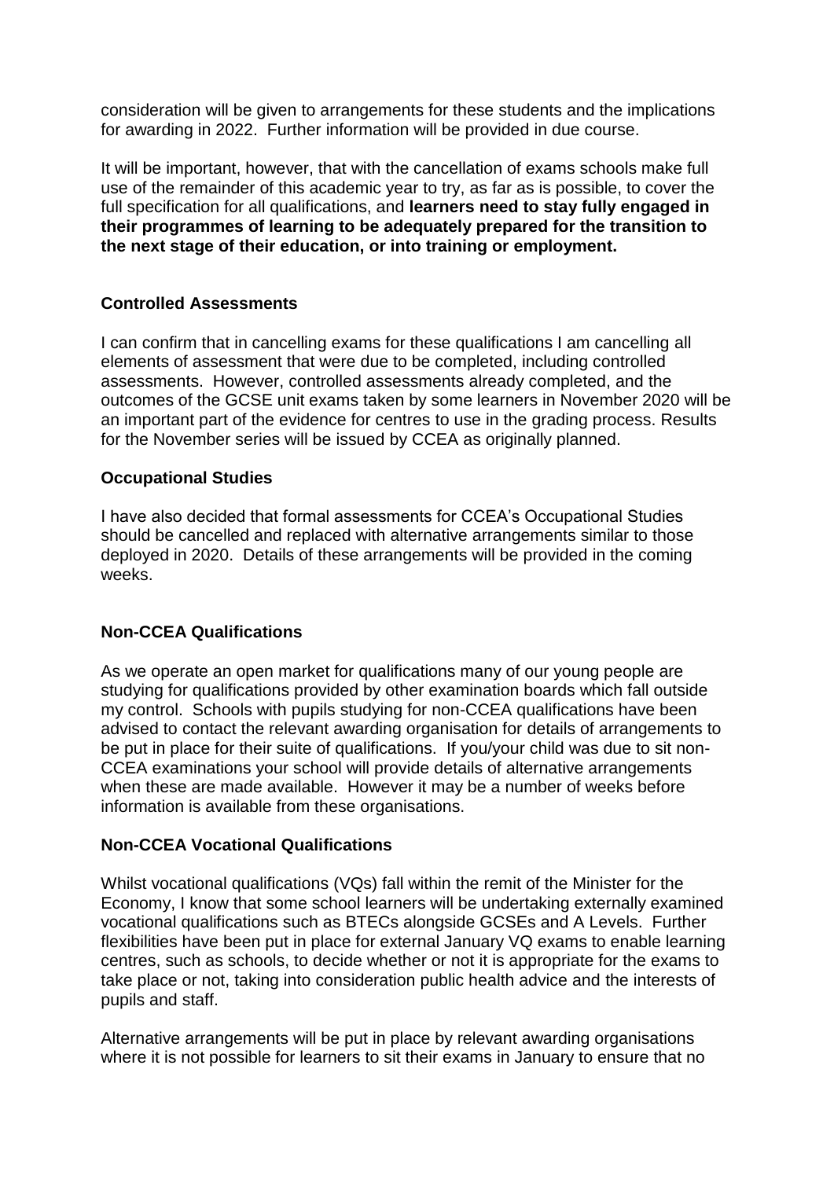consideration will be given to arrangements for these students and the implications for awarding in 2022. Further information will be provided in due course.

It will be important, however, that with the cancellation of exams schools make full use of the remainder of this academic year to try, as far as is possible, to cover the full specification for all qualifications, and **learners need to stay fully engaged in their programmes of learning to be adequately prepared for the transition to the next stage of their education, or into training or employment.**

**Controlled Assessments**

I can confirm that in cancelling exams for these qualifications I am cancelling all elements of assessment that were due to be completed, including controlled assessments. However, controlled assessments already completed, and the outcomes of the GCSE unit exams taken by some learners in November 2020 will be an important part of the evidence for centres to use in the grading process. Results for the November series will be issued by CCEA as originally planned.

**Occupational Studies**

I have also decided that formal assessments for CCEA's Occupational Studies should be cancelled and replaced with alternative arrangements similar to those deployed in 2020. Details of these arrangements will be provided in the coming weeks.

**Non-CCEA Qualifications**

As we operate an open market for qualifications many of our young people are studying for qualifications provided by other examination boards which fall outside my control. Schools with pupils studying for non-CCEA qualifications have been advised to contact the relevant awarding organisation for details of arrangements to be put in place for their suite of qualifications. If you/your child was due to sit non-CCEA examinations your school will provide details of alternative arrangements when these are made available. However it may be a number of weeks before information is available from these organisations.

**Non-CCEA Vocational Qualifications**

Whilst vocational qualifications (VQs) fall within the remit of the Minister for the Economy, I know that some school learners will be undertaking externally examined vocational qualifications such as BTECs alongside GCSEs and A Levels. Further flexibilities have been put in place for external January VQ exams to enable learning centres, such as schools, to decide whether or not it is appropriate for the exams to take place or not, taking into consideration public health advice and the interests of pupils and staff.

Alternative arrangements will be put in place by relevant awarding organisations where it is not possible for learners to sit their exams in January to ensure that no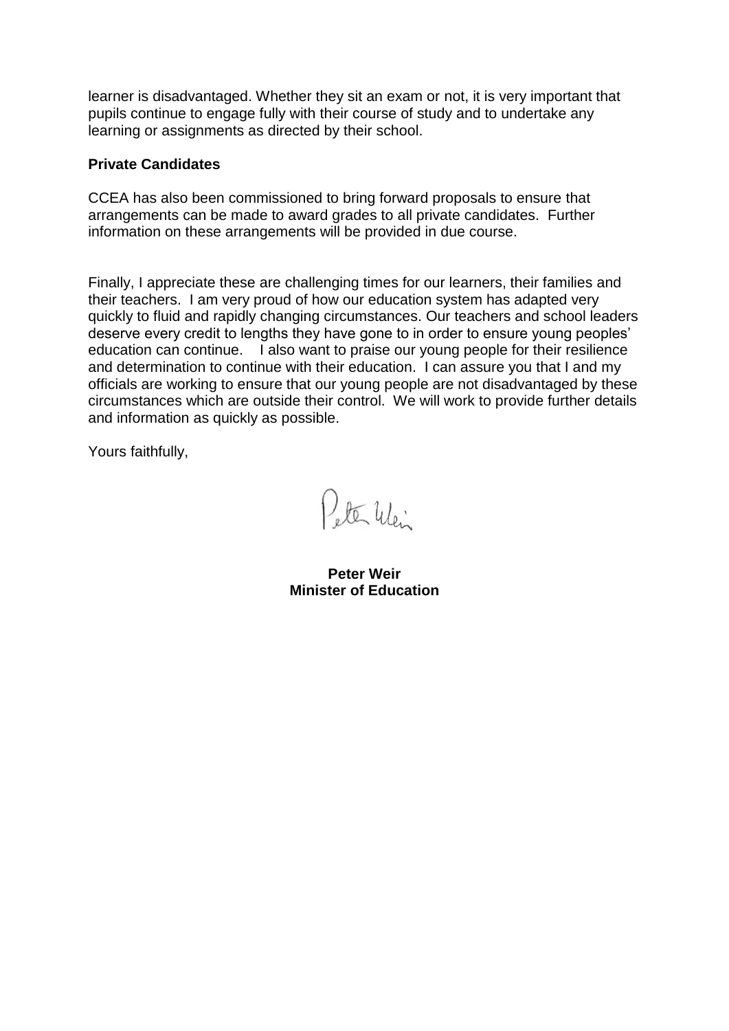learner is disadvantaged. Whether they sit an exam or not, it is very important that pupils continue to engage fully with their course of study and to undertake any learning or assignments as directed by their school.

**Private Candidates**

CCEA has also been commissioned to bring forward proposals to ensure that arrangements can be made to award grades to all private candidates. Further information on these arrangements will be provided in due course.

Finally, I appreciate these are challenging times for our learners, their families and their teachers. I am very proud of how our education system has adapted very quickly to fluid and rapidly changing circumstances. Our teachers and school leaders deserve every credit to lengths they have gone to in order to ensure young peoples' education can continue. I also want to praise our young people for their resilience and determination to continue with their education. I can assure you that I and my officials are working to ensure that our young people are not disadvantaged by these circumstances which are outside their control. We will work to provide further details and information as quickly as possible.

Yours faithfully,

Peter Weir

**Peter Weir**
**Minister of Education**